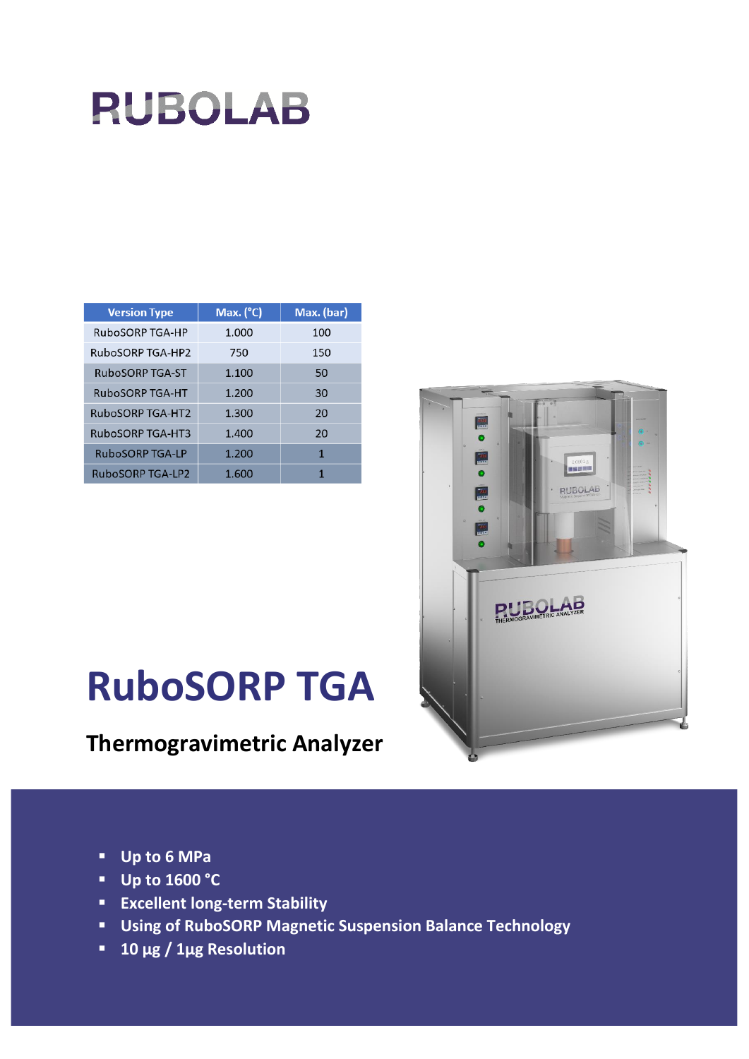# RUBOLAB

| Version Type | Max. (°C) | Max. (bar) |
|---|---|---|
| RuboSORP TGA-HP | 1.000 | 100 |
| RuboSORP TGA-HP2 | 750 | 150 |
| RuboSORP TGA-ST | 1.100 | 50 |
| RuboSORP TGA-HT | 1.200 | 30 |
| RuboSORP TGA-HT2 | 1.300 | 20 |
| RuboSORP TGA-HT3 | 1.400 | 20 |
| RuboSORP TGA-LP | 1.200 | 1 |
| RuboSORP TGA-LP2 | 1.600 | 1 |

# RuboSORP TGA

## Thermogravimetric Analyzer

- **Up to 6 MPa**
- **Up to 1600 °C**
- **Excellent long-term Stability**
- **Using of RuboSORP Magnetic Suspension Balance Technology**
- **10 µg / 1µg Resolution**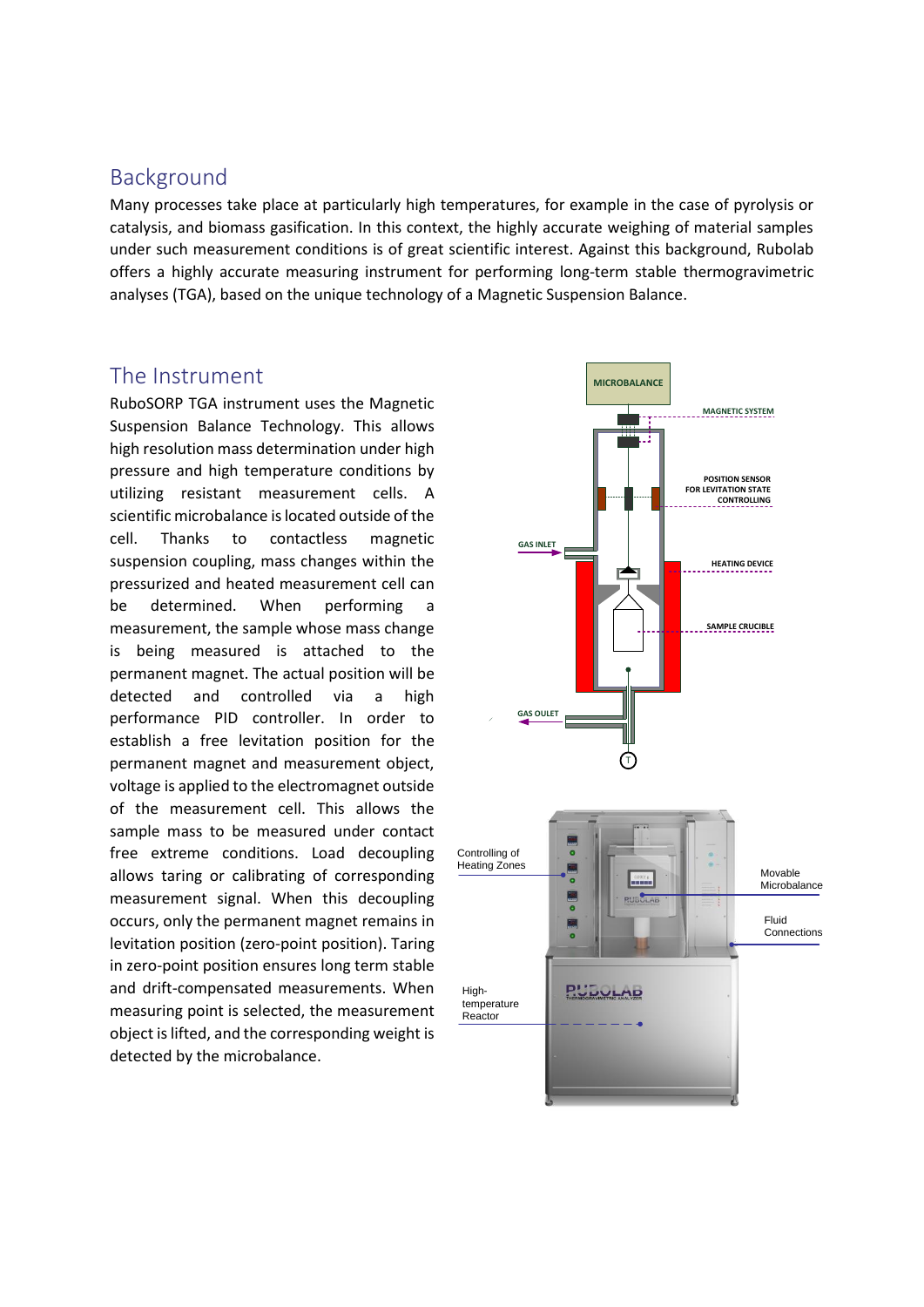## Background

Many processes take place at particularly high temperatures, for example in the case of pyrolysis or catalysis, and biomass gasification. In this context, the highly accurate weighing of material samples under such measurement conditions is of great scientific interest. Against this background, Rubolab offers a highly accurate measuring instrument for performing long-term stable thermogravimetric analyses (TGA), based on the unique technology of a Magnetic Suspension Balance.

## The Instrument

RuboSORP TGA instrument uses the Magnetic Suspension Balance Technology. This allows high resolution mass determination under high pressure and high temperature conditions by utilizing resistant measurement cells. A scientific microbalance is located outside of the cell. Thanks to contactless magnetic suspension coupling, mass changes within the pressurized and heated measurement cell can be determined. When performing a measurement, the sample whose mass change is being measured is attached to the permanent magnet. The actual position will be detected and controlled via a high performance PID controller. In order to establish a free levitation position for the permanent magnet and measurement object, voltage is applied to the electromagnet outside of the measurement cell. This allows the sample mass to be measured under contact free extreme conditions. Load decoupling allows taring or calibrating of corresponding measurement signal. When this decoupling occurs, only the permanent magnet remains in levitation position (zero-point position). Taring in zero-point position ensures long term stable and drift-compensated measurements. When measuring point is selected, the measurement object is lifted, and the corresponding weight is detected by the microbalance.

MICROBALANCE

MAGNETIC SYSTEM

POSITION SENSOR FOR LEVITATION STATE CONTROLLING

GAS INLET

HEATING DEVICE

SAMPLE CRUCIBLE

GAS OULET

Controlling of Heating Zones

Movable Microbalance

Fluid Connections

High-temperature Reactor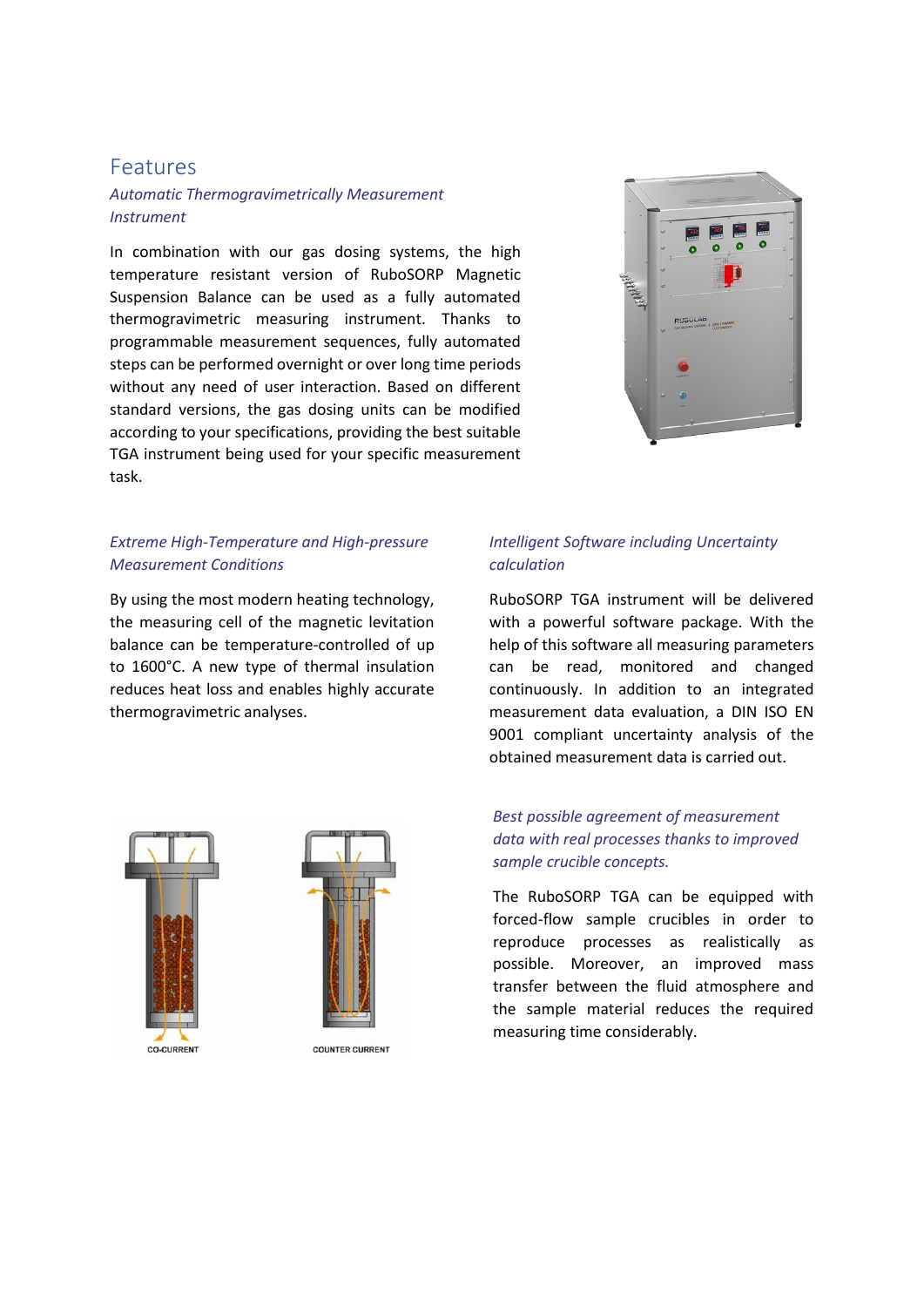## Features

### *Automatic Thermogravimetrically Measurement Instrument*

In combination with our gas dosing systems, the high temperature resistant version of RuboSORP Magnetic Suspension Balance can be used as a fully automated thermogravimetric measuring instrument. Thanks to programmable measurement sequences, fully automated steps can be performed overnight or over long time periods without any need of user interaction. Based on different standard versions, the gas dosing units can be modified according to your specifications, providing the best suitable TGA instrument being used for your specific measurement task.

### *Extreme High-Temperature and High-pressure Measurement Conditions*

By using the most modern heating technology, the measuring cell of the magnetic levitation balance can be temperature-controlled of up to 1600°C. A new type of thermal insulation reduces heat loss and enables highly accurate thermogravimetric analyses.

### *Intelligent Software including Uncertainty calculation*

RuboSORP TGA instrument will be delivered with a powerful software package. With the help of this software all measuring parameters can be read, monitored and changed continuously. In addition to an integrated measurement data evaluation, a DIN ISO EN 9001 compliant uncertainty analysis of the obtained measurement data is carried out.

CO-CURRENT

COUNTER CURRENT

### *Best possible agreement of measurement data with real processes thanks to improved sample crucible concepts.*

The RuboSORP TGA can be equipped with forced-flow sample crucibles in order to reproduce processes as realistically as possible. Moreover, an improved mass transfer between the fluid atmosphere and the sample material reduces the required measuring time considerably.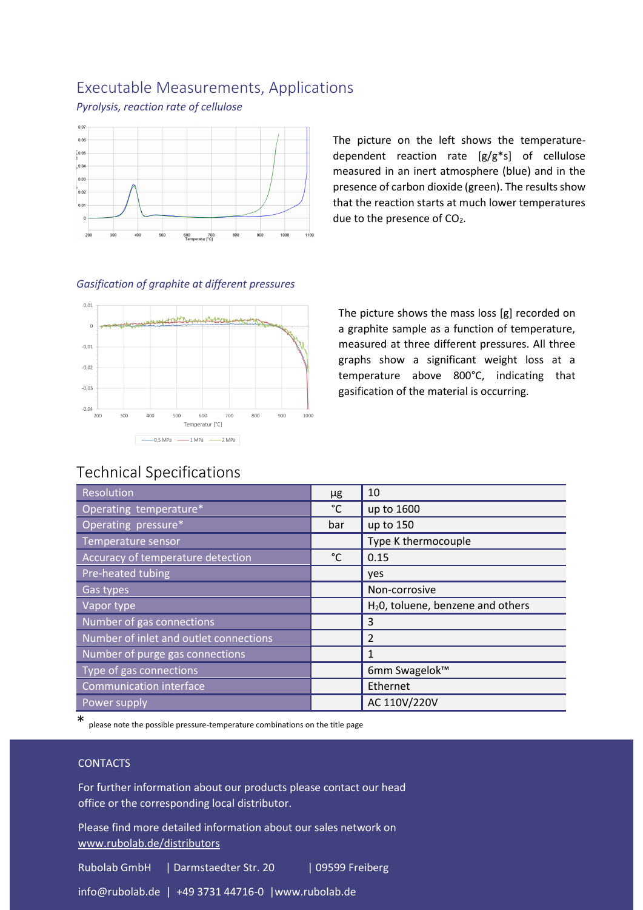## Executable Measurements, Applications

*Pyrolysis, reaction rate of cellulose*

0.07
0.06
0.05
0.04
0.03
0.02
0.01
0
200 300 400 500 600 700 800 900 1000 1100
Temperatur [°C]

The picture on the left shows the temperature-dependent reaction rate [g/g*s] of cellulose measured in an inert atmosphere (blue) and in the presence of carbon dioxide (green). The results show that the reaction starts at much lower temperatures due to the presence of $CO_2$.

*Gasification of graphite at different pressures*

0,01
0
-0,01
-0,02
-0,03
-0,04
200 300 400 500 600 700 800 900 1000
Temperatur [°C]
0,5 MPa 1 MPa 2 MPa

The picture shows the mass loss [g] recorded on a graphite sample as a function of temperature, measured at three different pressures. All three graphs show a significant weight loss at a temperature above 800°C, indicating that gasification of the material is occurring.

## Technical Specifications

| | | |
|---|---|---|
| Resolution | µg | 10 |
| Operating temperature* | °C | up to 1600 |
| Operating pressure* | bar | up to 150 |
| Temperature sensor | | Type K thermocouple |
| Accuracy of temperature detection | °C | 0.15 |
| Pre-heated tubing | | yes |
| Gas types | | Non-corrosive |
| Vapor type | | $H_20$, toluene, benzene and others |
| Number of gas connections | | 3 |
| Number of inlet and outlet connections | | 2 |
| Number of purge gas connections | | 1 |
| Type of gas connections | | 6mm Swagelok™ |
| Communication interface | | Ethernet |
| Power supply | | AC 110V/220V |

\* please note the possible pressure-temperature combinations on the title page

CONTACTS

For further information about our products please contact our head office or the corresponding local distributor.

Please find more detailed information about our sales network on www.rubolab.de/distributors

Rubolab GmbH | Darmstaedter Str. 20 | 09599 Freiberg

info@rubolab.de | +49 3731 44716-0 | www.rubolab.de